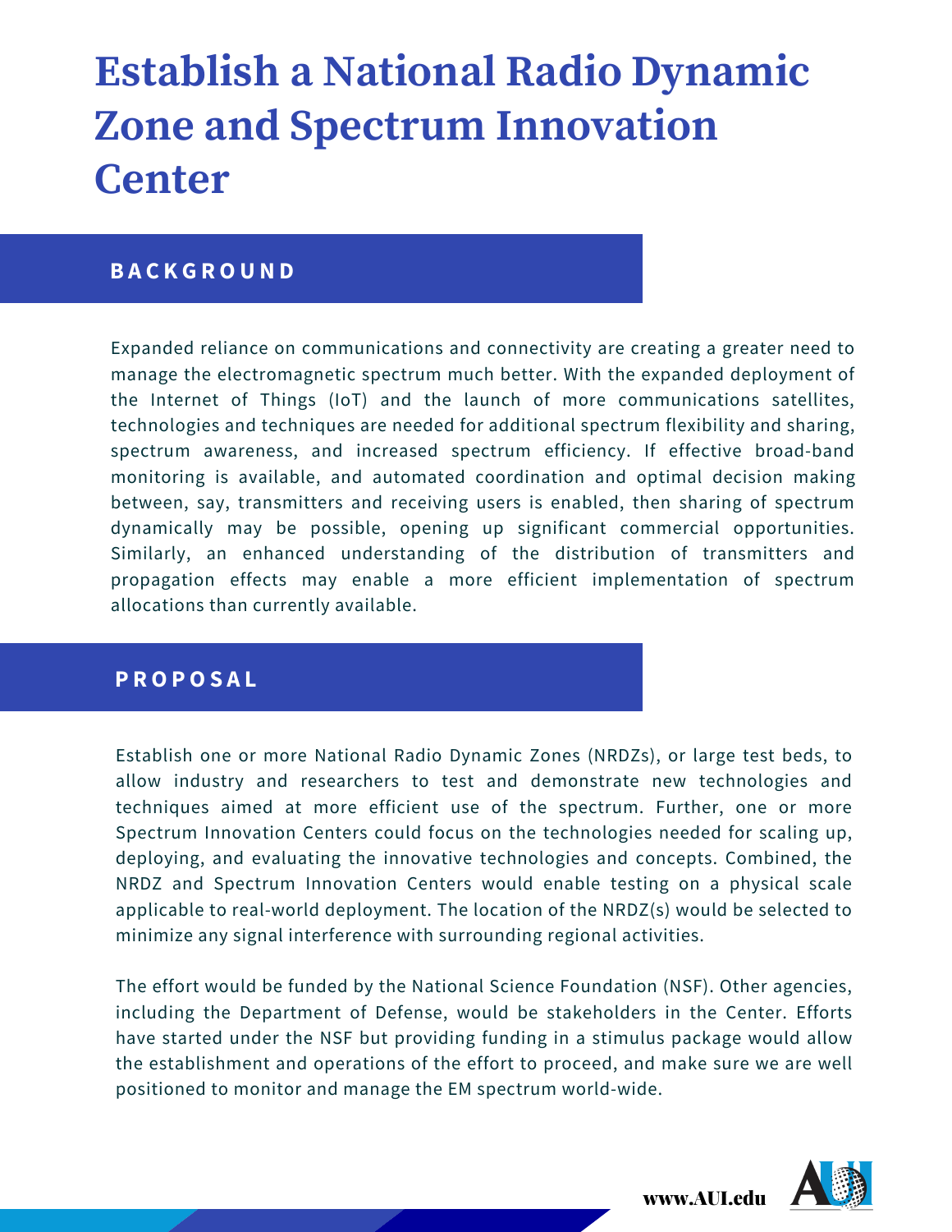# Establish a National Radio Dynamic Zone and Spectrum Innovation Center

## BACKGROUND

Expanded reliance on communications and connectivity are creating a greater need to manage the electromagnetic spectrum much better. With the expanded deployment of the Internet of Things (IoT) and the launch of more communications satellites, technologies and techniques are needed for additional spectrum flexibility and sharing, spectrum awareness, and increased spectrum efficiency. If effective broad-band monitoring is available, and automated coordination and optimal decision making between, say, transmitters and receiving users is enabled, then sharing of spectrum dynamically may be possible, opening up significant commercial opportunities. Similarly, an enhanced understanding of the distribution of transmitters and propagation effects may enable a more efficient implementation of spectrum allocations than currently available.

## PROPOSAL

Establish one or more National Radio Dynamic Zones (NRDZs), or large test beds, to allow industry and researchers to test and demonstrate new technologies and techniques aimed at more efficient use of the spectrum. Further, one or more Spectrum Innovation Centers could focus on the technologies needed for scaling up, deploying, and evaluating the innovative technologies and concepts. Combined, the NRDZ and Spectrum Innovation Centers would enable testing on a physical scale applicable to real-world deployment. The location of the NRDZ(s) would be selected to minimize any signal interference with surrounding regional activities.

The effort would be funded by the National Science Foundation (NSF). Other agencies, including the Department of Defense, would be stakeholders in the Center. Efforts have started under the NSF but providing funding in a stimulus package would allow the establishment and operations of the effort to proceed, and make sure we are well positioned to monitor and manage the EM spectrum world-wide.

www.AUI.edu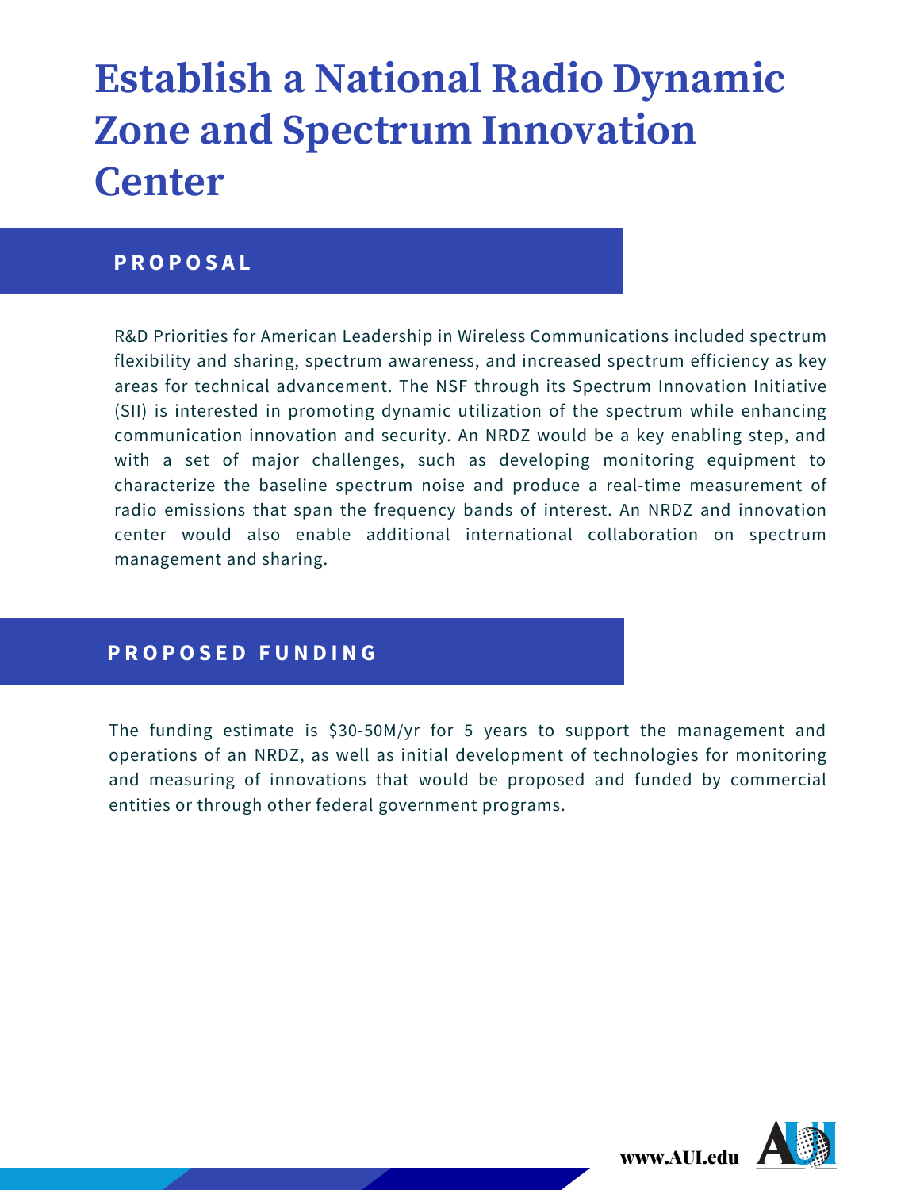# Establish a National Radio Dynamic Zone and Spectrum Innovation Center

## PROPOSAL

R&D Priorities for American Leadership in Wireless Communications included spectrum flexibility and sharing, spectrum awareness, and increased spectrum efficiency as key areas for technical advancement. The NSF through its Spectrum Innovation Initiative (SII) is interested in promoting dynamic utilization of the spectrum while enhancing communication innovation and security. An NRDZ would be a key enabling step, and with a set of major challenges, such as developing monitoring equipment to characterize the baseline spectrum noise and produce a real-time measurement of radio emissions that span the frequency bands of interest. An NRDZ and innovation center would also enable additional international collaboration on spectrum management and sharing.

## PROPOSED FUNDING

The funding estimate is $30-50M/yr for 5 years to support the management and operations of an NRDZ, as well as initial development of technologies for monitoring and measuring of innovations that would be proposed and funded by commercial entities or through other federal government programs.

www.AUI.edu